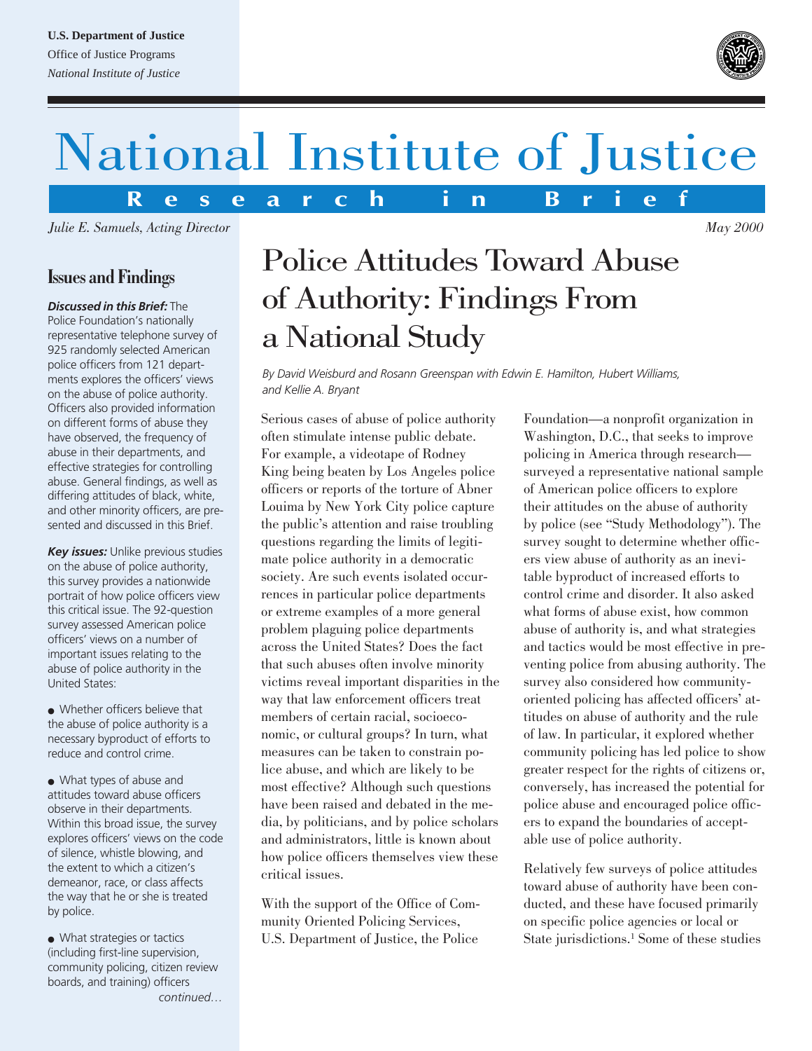U.S. Department of Justice
Office of Justice Programs
*National Institute of Justice*

# National Institute of Justice

**Research in Brief**

*Julie E. Samuels, Acting Director*

*May 2000*

## Issues and Findings

***Discussed in this Brief:*** The Police Foundation's nationally representative telephone survey of 925 randomly selected American police officers from 121 departments explores the officers' views on the abuse of police authority. Officers also provided information on different forms of abuse they have observed, the frequency of abuse in their departments, and effective strategies for controlling abuse. General findings, as well as differing attitudes of black, white, and other minority officers, are presented and discussed in this Brief.

***Key issues:*** Unlike previous studies on the abuse of police authority, this survey provides a nationwide portrait of how police officers view this critical issue. The 92-question survey assessed American police officers' views on a number of important issues relating to the abuse of police authority in the United States:

- Whether officers believe that the abuse of police authority is a necessary byproduct of efforts to reduce and control crime.
- What types of abuse and attitudes toward abuse officers observe in their departments. Within this broad issue, the survey explores officers' views on the code of silence, whistle blowing, and the extent to which a citizen's demeanor, race, or class affects the way that he or she is treated by police.
- What strategies or tactics (including first-line supervision, community policing, citizen review boards, and training) officers

*continued…*

# Police Attitudes Toward Abuse of Authority: Findings From a National Study

*By David Weisburd and Rosann Greenspan with Edwin E. Hamilton, Hubert Williams, and Kellie A. Bryant*

Serious cases of abuse of police authority often stimulate intense public debate. For example, a videotape of Rodney King being beaten by Los Angeles police officers or reports of the torture of Abner Louima by New York City police capture the public's attention and raise troubling questions regarding the limits of legitimate police authority in a democratic society. Are such events isolated occurrences in particular police departments or extreme examples of a more general problem plaguing police departments across the United States? Does the fact that such abuses often involve minority victims reveal important disparities in the way that law enforcement officers treat members of certain racial, socioeconomic, or cultural groups? In turn, what measures can be taken to constrain police abuse, and which are likely to be most effective? Although such questions have been raised and debated in the media, by politicians, and by police scholars and administrators, little is known about how police officers themselves view these critical issues.

With the support of the Office of Community Oriented Policing Services, U.S. Department of Justice, the Police Foundation—a nonprofit organization in Washington, D.C., that seeks to improve policing in America through research—surveyed a representative national sample of American police officers to explore their attitudes on the abuse of authority by police (see "Study Methodology"). The survey sought to determine whether officers view abuse of authority as an inevitable byproduct of increased efforts to control crime and disorder. It also asked what forms of abuse exist, how common abuse of authority is, and what strategies and tactics would be most effective in preventing police from abusing authority. The survey also considered how community-oriented policing has affected officers' attitudes on abuse of authority and the rule of law. In particular, it explored whether community policing has led police to show greater respect for the rights of citizens or, conversely, has increased the potential for police abuse and encouraged police officers to expand the boundaries of acceptable use of police authority.

Relatively few surveys of police attitudes toward abuse of authority have been conducted, and these have focused primarily on specific police agencies or local or State jurisdictions.[1] Some of these studies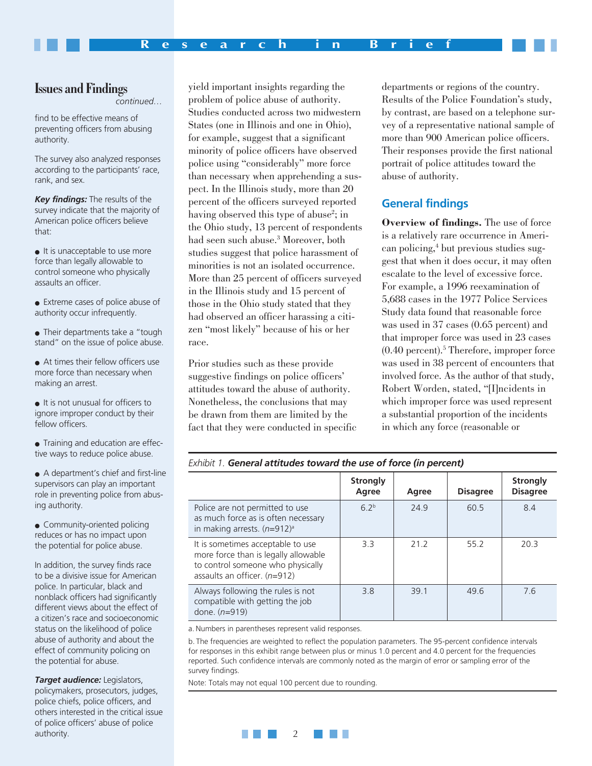## Issues and Findings

*continued…*

find to be effective means of preventing officers from abusing authority.

The survey also analyzed responses according to the participants' race, rank, and sex.

***Key findings:*** The results of the survey indicate that the majority of American police officers believe that:

- It is unacceptable to use more force than legally allowable to control someone who physically assaults an officer.
- Extreme cases of police abuse of authority occur infrequently.
- Their departments take a "tough stand" on the issue of police abuse.
- At times their fellow officers use more force than necessary when making an arrest.
- It is not unusual for officers to ignore improper conduct by their fellow officers.
- Training and education are effective ways to reduce police abuse.
- A department's chief and first-line supervisors can play an important role in preventing police from abusing authority.
- Community-oriented policing reduces or has no impact upon the potential for police abuse.

In addition, the survey finds race to be a divisive issue for American police. In particular, black and nonblack officers had significantly different views about the effect of a citizen's race and socioeconomic status on the likelihood of police abuse of authority and about the effect of community policing on the potential for abuse.

***Target audience:*** Legislators, policymakers, prosecutors, judges, police chiefs, police officers, and others interested in the critical issue of police officers' abuse of police authority.

yield important insights regarding the problem of police abuse of authority. Studies conducted across two midwestern States (one in Illinois and one in Ohio), for example, suggest that a significant minority of police officers have observed police using "considerably" more force than necessary when apprehending a suspect. In the Illinois study, more than 20 percent of the officers surveyed reported having observed this type of abuse[2]; in the Ohio study, 13 percent of respondents had seen such abuse.[3] Moreover, both studies suggest that police harassment of minorities is not an isolated occurrence. More than 25 percent of officers surveyed in the Illinois study and 15 percent of those in the Ohio study stated that they had observed an officer harassing a citizen "most likely" because of his or her race.

Prior studies such as these provide suggestive findings on police officers' attitudes toward the abuse of authority. Nonetheless, the conclusions that may be drawn from them are limited by the fact that they were conducted in specific departments or regions of the country. Results of the Police Foundation's study, by contrast, are based on a telephone survey of a representative national sample of more than 900 American police officers. Their responses provide the first national portrait of police attitudes toward the abuse of authority.

## General findings

**Overview of findings.** The use of force is a relatively rare occurrence in American policing,[4] but previous studies suggest that when it does occur, it may often escalate to the level of excessive force. For example, a 1996 reexamination of 5,688 cases in the 1977 Police Services Study data found that reasonable force was used in 37 cases (0.65 percent) and that improper force was used in 23 cases (0.40 percent).[5] Therefore, improper force was used in 38 percent of encounters that involved force. As the author of that study, Robert Worden, stated, "[I]ncidents in which improper force was used represent a substantial proportion of the incidents in which any force (reasonable or

*Exhibit 1.* ***General attitudes toward the use of force (in percent)***

| | Strongly Agree | Agree | Disagree | Strongly Disagree |
|---|---|---|---|---|
| Police are not permitted to use as much force as is often necessary in making arrests. (*n*=912)[a] | 6.2[b] | 24.9 | 60.5 | 8.4 |
| It is sometimes acceptable to use more force than is legally allowable to control someone who physically assaults an officer. (*n*=912) | 3.3 | 21.2 | 55.2 | 20.3 |
| Always following the rules is not compatible with getting the job done. (*n*=919) | 3.8 | 39.1 | 49.6 | 7.6 |

a. Numbers in parentheses represent valid responses.

b. The frequencies are weighted to reflect the population parameters. The 95-percent confidence intervals for responses in this exhibit range between plus or minus 1.0 percent and 4.0 percent for the frequencies reported. Such confidence intervals are commonly noted as the margin of error or sampling error of the survey findings.

Note: Totals may not equal 100 percent due to rounding.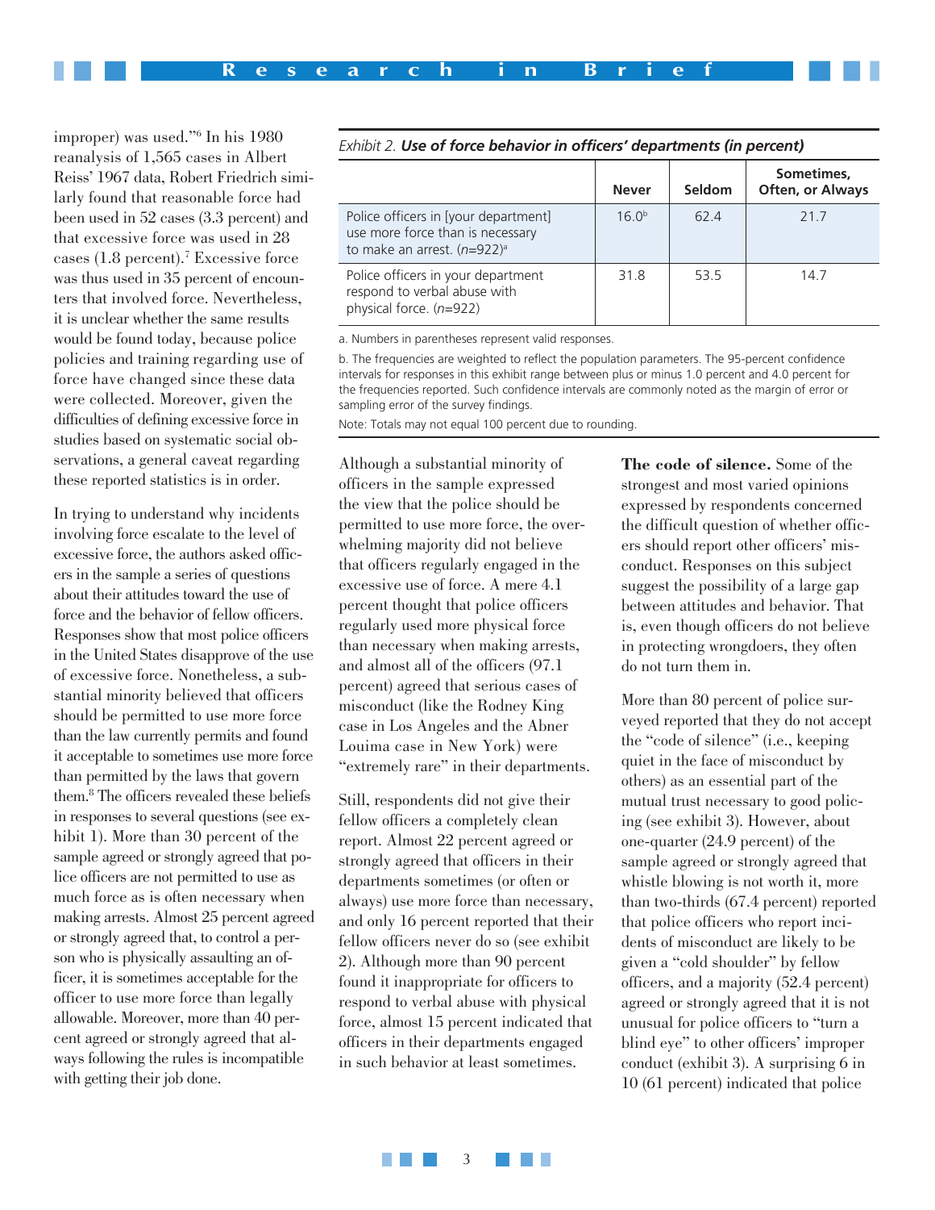improper) was used."[6] In his 1980 reanalysis of 1,565 cases in Albert Reiss' 1967 data, Robert Friedrich similarly found that reasonable force had been used in 52 cases (3.3 percent) and that excessive force was used in 28 cases (1.8 percent).[7] Excessive force was thus used in 35 percent of encounters that involved force. Nevertheless, it is unclear whether the same results would be found today, because police policies and training regarding use of force have changed since these data were collected. Moreover, given the difficulties of defining excessive force in studies based on systematic social observations, a general caveat regarding these reported statistics is in order.

In trying to understand why incidents involving force escalate to the level of excessive force, the authors asked officers in the sample a series of questions about their attitudes toward the use of force and the behavior of fellow officers. Responses show that most police officers in the United States disapprove of the use of excessive force. Nonetheless, a substantial minority believed that officers should be permitted to use more force than the law currently permits and found it acceptable to sometimes use more force than permitted by the laws that govern them.[8] The officers revealed these beliefs in responses to several questions (see exhibit 1). More than 30 percent of the sample agreed or strongly agreed that police officers are not permitted to use as much force as is often necessary when making arrests. Almost 25 percent agreed or strongly agreed that, to control a person who is physically assaulting an officer, it is sometimes acceptable for the officer to use more force than legally allowable. Moreover, more than 40 percent agreed or strongly agreed that always following the rules is incompatible with getting their job done.

*Exhibit 2.* ***Use of force behavior in officers' departments (in percent)***

| | Never | Seldom | Sometimes, Often, or Always |
|---|---|---|---|
| Police officers in [your department] use more force than is necessary to make an arrest. (*n*=922)[a] | 16.0[b] | 62.4 | 21.7 |
| Police officers in your department respond to verbal abuse with physical force. (*n*=922) | 31.8 | 53.5 | 14.7 |

a. Numbers in parentheses represent valid responses.

b. The frequencies are weighted to reflect the population parameters. The 95-percent confidence intervals for responses in this exhibit range between plus or minus 1.0 percent and 4.0 percent for the frequencies reported. Such confidence intervals are commonly noted as the margin of error or sampling error of the survey findings.

Note: Totals may not equal 100 percent due to rounding.

Although a substantial minority of officers in the sample expressed the view that the police should be permitted to use more force, the overwhelming majority did not believe that officers regularly engaged in the excessive use of force. A mere 4.1 percent thought that police officers regularly used more physical force than necessary when making arrests, and almost all of the officers (97.1 percent) agreed that serious cases of misconduct (like the Rodney King case in Los Angeles and the Abner Louima case in New York) were "extremely rare" in their departments.

Still, respondents did not give their fellow officers a completely clean report. Almost 22 percent agreed or strongly agreed that officers in their departments sometimes (or often or always) use more force than necessary, and only 16 percent reported that their fellow officers never do so (see exhibit 2). Although more than 90 percent found it inappropriate for officers to respond to verbal abuse with physical force, almost 15 percent indicated that officers in their departments engaged in such behavior at least sometimes.

**The code of silence.** Some of the strongest and most varied opinions expressed by respondents concerned the difficult question of whether officers should report other officers' misconduct. Responses on this subject suggest the possibility of a large gap between attitudes and behavior. That is, even though officers do not believe in protecting wrongdoers, they often do not turn them in.

More than 80 percent of police surveyed reported that they do not accept the "code of silence" (i.e., keeping quiet in the face of misconduct by others) as an essential part of the mutual trust necessary to good policing (see exhibit 3). However, about one-quarter (24.9 percent) of the sample agreed or strongly agreed that whistle blowing is not worth it, more than two-thirds (67.4 percent) reported that police officers who report incidents of misconduct are likely to be given a "cold shoulder" by fellow officers, and a majority (52.4 percent) agreed or strongly agreed that it is not unusual for police officers to "turn a blind eye" to other officers' improper conduct (exhibit 3). A surprising 6 in 10 (61 percent) indicated that police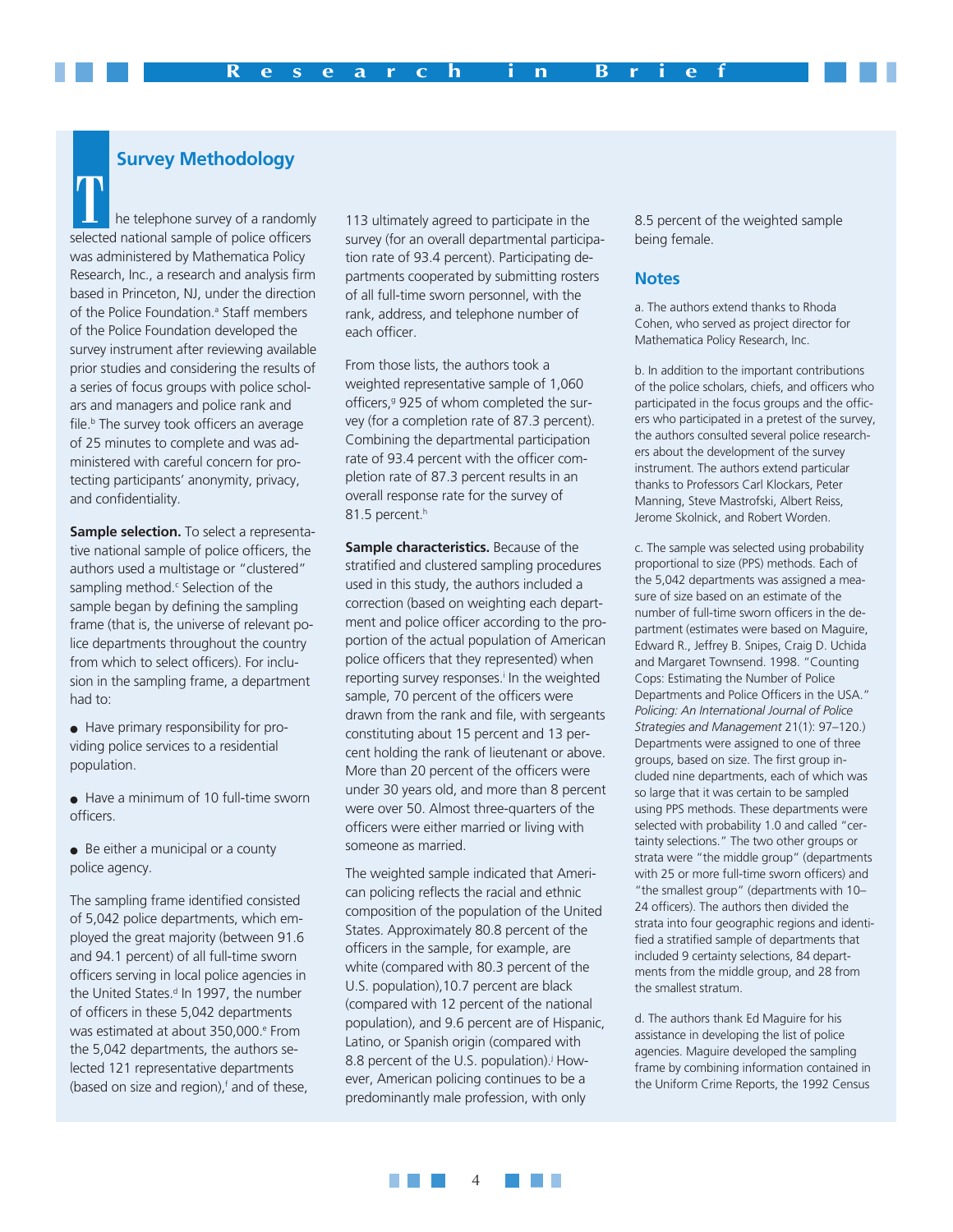## Survey Methodology

The telephone survey of a randomly selected national sample of police officers was administered by Mathematica Policy Research, Inc., a research and analysis firm based in Princeton, NJ, under the direction of the Police Foundation.[a] Staff members of the Police Foundation developed the survey instrument after reviewing available prior studies and considering the results of a series of focus groups with police scholars and managers and police rank and file.[b] The survey took officers an average of 25 minutes to complete and was administered with careful concern for protecting participants' anonymity, privacy, and confidentiality.

**Sample selection.** To select a representative national sample of police officers, the authors used a multistage or "clustered" sampling method.[c] Selection of the sample began by defining the sampling frame (that is, the universe of relevant police departments throughout the country from which to select officers). For inclusion in the sampling frame, a department had to:

- Have primary responsibility for providing police services to a residential population.
- Have a minimum of 10 full-time sworn officers.
- Be either a municipal or a county police agency.

The sampling frame identified consisted of 5,042 police departments, which employed the great majority (between 91.6 and 94.1 percent) of all full-time sworn officers serving in local police agencies in the United States.[d] In 1997, the number of officers in these 5,042 departments was estimated at about 350,000.[e] From the 5,042 departments, the authors selected 121 representative departments (based on size and region),[f] and of these, 113 ultimately agreed to participate in the survey (for an overall departmental participation rate of 93.4 percent). Participating departments cooperated by submitting rosters of all full-time sworn personnel, with the rank, address, and telephone number of each officer.

From those lists, the authors took a weighted representative sample of 1,060 officers,[g] 925 of whom completed the survey (for a completion rate of 87.3 percent). Combining the departmental participation rate of 93.4 percent with the officer completion rate of 87.3 percent results in an overall response rate for the survey of 81.5 percent.[h]

**Sample characteristics.** Because of the stratified and clustered sampling procedures used in this study, the authors included a correction (based on weighting each department and police officer according to the proportion of the actual population of American police officers that they represented) when reporting survey responses.[i] In the weighted sample, 70 percent of the officers were drawn from the rank and file, with sergeants constituting about 15 percent and 13 percent holding the rank of lieutenant or above. More than 20 percent of the officers were under 30 years old, and more than 8 percent were over 50. Almost three-quarters of the officers were either married or living with someone as married.

The weighted sample indicated that American policing reflects the racial and ethnic composition of the population of the United States. Approximately 80.8 percent of the officers in the sample, for example, are white (compared with 80.3 percent of the U.S. population),10.7 percent are black (compared with 12 percent of the national population), and 9.6 percent are of Hispanic, Latino, or Spanish origin (compared with 8.8 percent of the U.S. population).[j] However, American policing continues to be a predominantly male profession, with only 8.5 percent of the weighted sample being female.

### Notes

a. The authors extend thanks to Rhoda Cohen, who served as project director for Mathematica Policy Research, Inc.

b. In addition to the important contributions of the police scholars, chiefs, and officers who participated in the focus groups and the officers who participated in a pretest of the survey, the authors consulted several police researchers about the development of the survey instrument. The authors extend particular thanks to Professors Carl Klockars, Peter Manning, Steve Mastrofski, Albert Reiss, Jerome Skolnick, and Robert Worden.

c. The sample was selected using probability proportional to size (PPS) methods. Each of the 5,042 departments was assigned a measure of size based on an estimate of the number of full-time sworn officers in the department (estimates were based on Maguire, Edward R., Jeffrey B. Snipes, Craig D. Uchida and Margaret Townsend. 1998. "Counting Cops: Estimating the Number of Police Departments and Police Officers in the USA." *Policing: An International Journal of Police Strategies and Management* 21(1): 97–120.) Departments were assigned to one of three groups, based on size. The first group included nine departments, each of which was so large that it was certain to be sampled using PPS methods. These departments were selected with probability 1.0 and called "certainty selections." The two other groups or strata were "the middle group" (departments with 25 or more full-time sworn officers) and "the smallest group" (departments with 10–24 officers). The authors then divided the strata into four geographic regions and identified a stratified sample of departments that included 9 certainty selections, 84 departments from the middle group, and 28 from the smallest stratum.

d. The authors thank Ed Maguire for his assistance in developing the list of police agencies. Maguire developed the sampling frame by combining information contained in the Uniform Crime Reports, the 1992 Census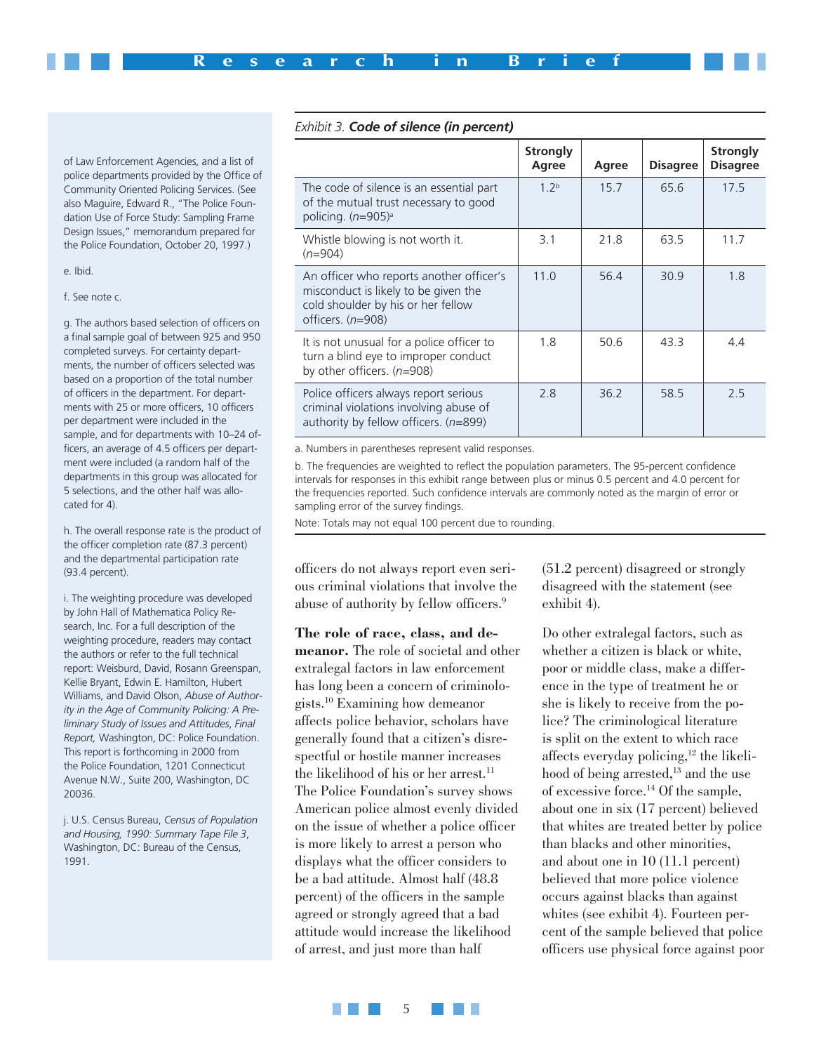of Law Enforcement Agencies, and a list of police departments provided by the Office of Community Oriented Policing Services. (See also Maguire, Edward R., "The Police Foundation Use of Force Study: Sampling Frame Design Issues," memorandum prepared for the Police Foundation, October 20, 1997.)

e. Ibid.

f. See note c.

g. The authors based selection of officers on a final sample goal of between 925 and 950 completed surveys. For certainty departments, the number of officers selected was based on a proportion of the total number of officers in the department. For departments with 25 or more officers, 10 officers per department were included in the sample, and for departments with 10–24 officers, an average of 4.5 officers per department were included (a random half of the departments in this group was allocated for 5 selections, and the other half was allocated for 4).

h. The overall response rate is the product of the officer completion rate (87.3 percent) and the departmental participation rate (93.4 percent).

i. The weighting procedure was developed by John Hall of Mathematica Policy Research, Inc. For a full description of the weighting procedure, readers may contact the authors or refer to the full technical report: Weisburd, David, Rosann Greenspan, Kellie Bryant, Edwin E. Hamilton, Hubert Williams, and David Olson, *Abuse of Authority in the Age of Community Policing: A Preliminary Study of Issues and Attitudes, Final Report,* Washington, DC: Police Foundation. This report is forthcoming in 2000 from the Police Foundation, 1201 Connecticut Avenue N.W., Suite 200, Washington, DC 20036.

j. U.S. Census Bureau, *Census of Population and Housing, 1990: Summary Tape File 3*, Washington, DC: Bureau of the Census, 1991.

*Exhibit 3.* ***Code of silence (in percent)***

| | Strongly Agree | Agree | Disagree | Strongly Disagree |
|---|---|---|---|---|
| The code of silence is an essential part of the mutual trust necessary to good policing. (*n*=905)[a] | 1.2[b] | 15.7 | 65.6 | 17.5 |
| Whistle blowing is not worth it. (*n*=904) | 3.1 | 21.8 | 63.5 | 11.7 |
| An officer who reports another officer's misconduct is likely to be given the cold shoulder by his or her fellow officers. (*n*=908) | 11.0 | 56.4 | 30.9 | 1.8 |
| It is not unusual for a police officer to turn a blind eye to improper conduct by other officers. (*n*=908) | 1.8 | 50.6 | 43.3 | 4.4 |
| Police officers always report serious criminal violations involving abuse of authority by fellow officers. (*n*=899) | 2.8 | 36.2 | 58.5 | 2.5 |

a. Numbers in parentheses represent valid responses.

b. The frequencies are weighted to reflect the population parameters. The 95-percent confidence intervals for responses in this exhibit range between plus or minus 0.5 percent and 4.0 percent for the frequencies reported. Such confidence intervals are commonly noted as the margin of error or sampling error of the survey findings.

Note: Totals may not equal 100 percent due to rounding.

officers do not always report even serious criminal violations that involve the abuse of authority by fellow officers.[9]

**The role of race, class, and demeanor.** The role of societal and other extralegal factors in law enforcement has long been a concern of criminologists.[10] Examining how demeanor affects police behavior, scholars have generally found that a citizen's disrespectful or hostile manner increases the likelihood of his or her arrest.[11] The Police Foundation's survey shows American police almost evenly divided on the issue of whether a police officer is more likely to arrest a person who displays what the officer considers to be a bad attitude. Almost half (48.8 percent) of the officers in the sample agreed or strongly agreed that a bad attitude would increase the likelihood of arrest, and just more than half (51.2 percent) disagreed or strongly disagreed with the statement (see exhibit 4).

Do other extralegal factors, such as whether a citizen is black or white, poor or middle class, make a difference in the type of treatment he or she is likely to receive from the police? The criminological literature is split on the extent to which race affects everyday policing,[12] the likelihood of being arrested,[13] and the use of excessive force.[14] Of the sample, about one in six (17 percent) believed that whites are treated better by police than blacks and other minorities, and about one in 10 (11.1 percent) believed that more police violence occurs against blacks than against whites (see exhibit 4). Fourteen percent of the sample believed that police officers use physical force against poor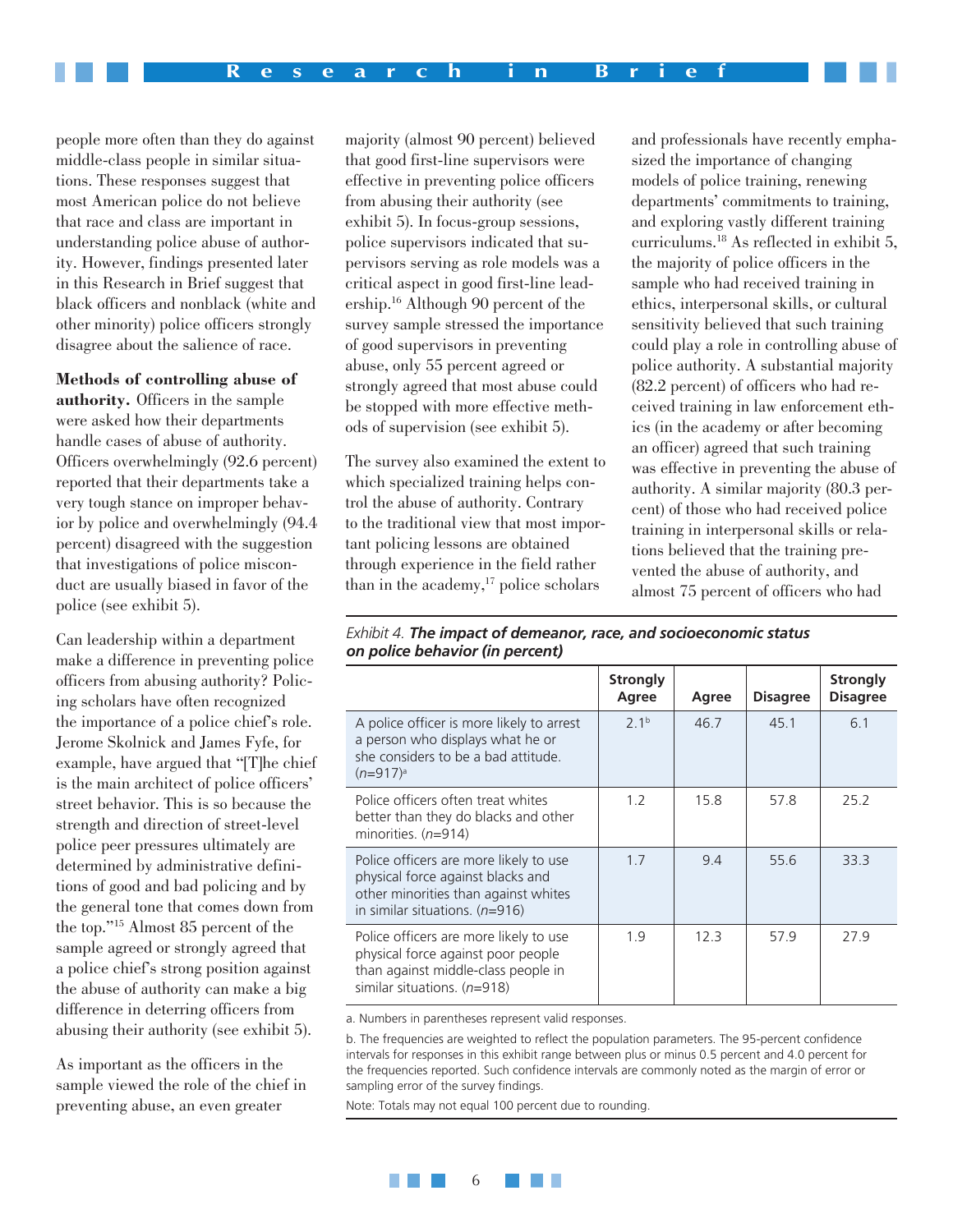people more often than they do against middle-class people in similar situations. These responses suggest that most American police do not believe that race and class are important in understanding police abuse of authority. However, findings presented later in this Research in Brief suggest that black officers and nonblack (white and other minority) police officers strongly disagree about the salience of race.

**Methods of controlling abuse of authority.** Officers in the sample were asked how their departments handle cases of abuse of authority. Officers overwhelmingly (92.6 percent) reported that their departments take a very tough stance on improper behavior by police and overwhelmingly (94.4 percent) disagreed with the suggestion that investigations of police misconduct are usually biased in favor of the police (see exhibit 5).

Can leadership within a department make a difference in preventing police officers from abusing authority? Policing scholars have often recognized the importance of a police chief's role. Jerome Skolnick and James Fyfe, for example, have argued that "[T]he chief is the main architect of police officers' street behavior. This is so because the strength and direction of street-level police peer pressures ultimately are determined by administrative definitions of good and bad policing and by the general tone that comes down from the top."[15] Almost 85 percent of the sample agreed or strongly agreed that a police chief's strong position against the abuse of authority can make a big difference in deterring officers from abusing their authority (see exhibit 5).

As important as the officers in the sample viewed the role of the chief in preventing abuse, an even greater majority (almost 90 percent) believed that good first-line supervisors were effective in preventing police officers from abusing their authority (see exhibit 5). In focus-group sessions, police supervisors indicated that supervisors serving as role models was a critical aspect in good first-line leadership.[16] Although 90 percent of the survey sample stressed the importance of good supervisors in preventing abuse, only 55 percent agreed or strongly agreed that most abuse could be stopped with more effective methods of supervision (see exhibit 5).

The survey also examined the extent to which specialized training helps control the abuse of authority. Contrary to the traditional view that most important policing lessons are obtained through experience in the field rather than in the academy,[17] police scholars and professionals have recently emphasized the importance of changing models of police training, renewing departments' commitments to training, and exploring vastly different training curriculums.[18] As reflected in exhibit 5, the majority of police officers in the sample who had received training in ethics, interpersonal skills, or cultural sensitivity believed that such training could play a role in controlling abuse of police authority. A substantial majority (82.2 percent) of officers who had received training in law enforcement ethics (in the academy or after becoming an officer) agreed that such training was effective in preventing the abuse of authority. A similar majority (80.3 percent) of those who had received police training in interpersonal skills or relations believed that the training prevented the abuse of authority, and almost 75 percent of officers who had

*Exhibit 4.* ***The impact of demeanor, race, and socioeconomic status on police behavior (in percent)***

| | Strongly Agree | Agree | Disagree | Strongly Disagree |
|---|---|---|---|---|
| A police officer is more likely to arrest a person who displays what he or she considers to be a bad attitude. (*n*=917)[a] | 2.1[b] | 46.7 | 45.1 | 6.1 |
| Police officers often treat whites better than they do blacks and other minorities. (*n*=914) | 1.2 | 15.8 | 57.8 | 25.2 |
| Police officers are more likely to use physical force against blacks and other minorities than against whites in similar situations. (*n*=916) | 1.7 | 9.4 | 55.6 | 33.3 |
| Police officers are more likely to use physical force against poor people than against middle-class people in similar situations. (*n*=918) | 1.9 | 12.3 | 57.9 | 27.9 |

a. Numbers in parentheses represent valid responses.

b. The frequencies are weighted to reflect the population parameters. The 95-percent confidence intervals for responses in this exhibit range between plus or minus 0.5 percent and 4.0 percent for the frequencies reported. Such confidence intervals are commonly noted as the margin of error or sampling error of the survey findings.

Note: Totals may not equal 100 percent due to rounding.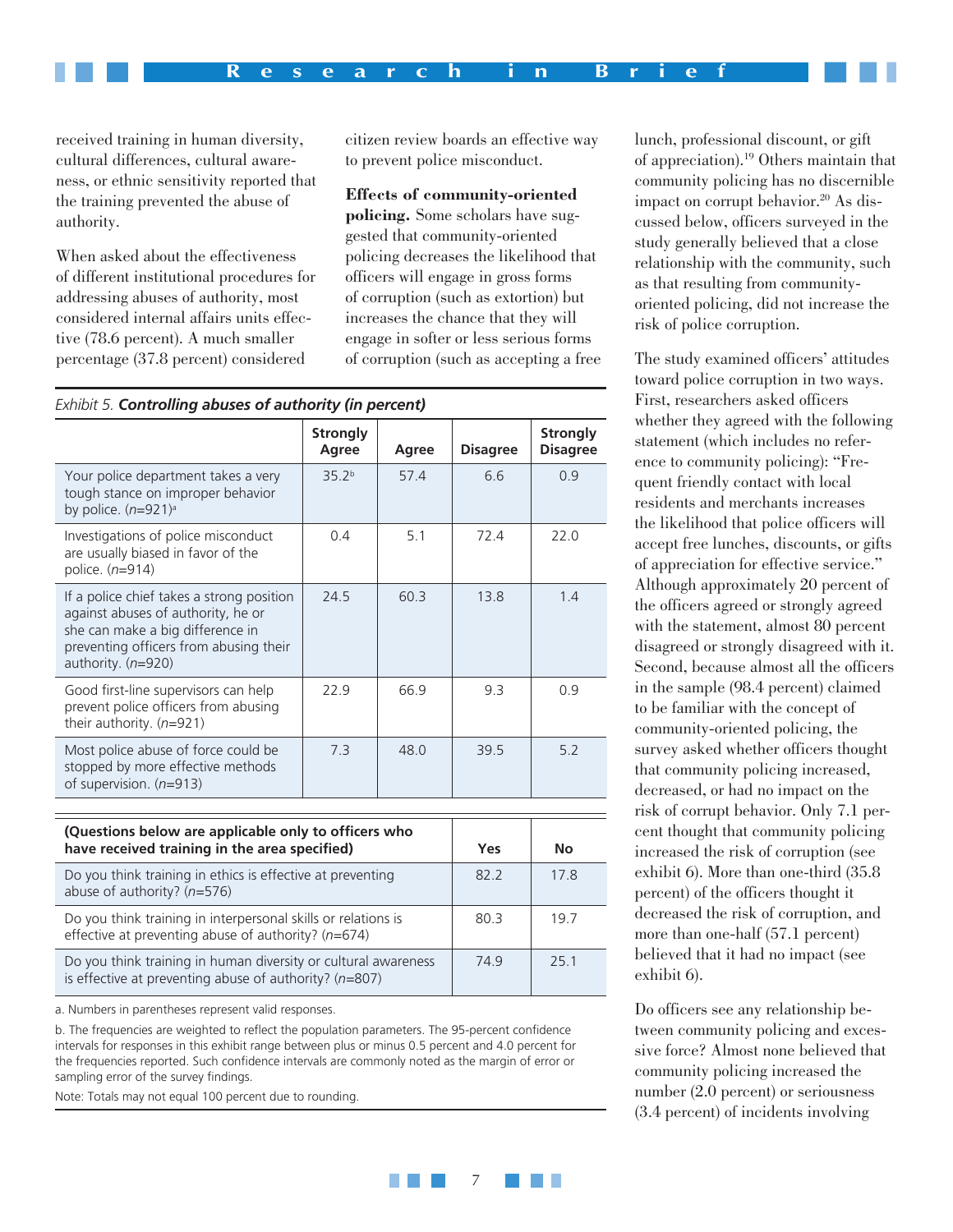received training in human diversity, cultural differences, cultural awareness, or ethnic sensitivity reported that the training prevented the abuse of authority.

When asked about the effectiveness of different institutional procedures for addressing abuses of authority, most considered internal affairs units effective (78.6 percent). A much smaller percentage (37.8 percent) considered citizen review boards an effective way to prevent police misconduct.

**Effects of community-oriented policing.** Some scholars have suggested that community-oriented policing decreases the likelihood that officers will engage in gross forms of corruption (such as extortion) but increases the chance that they will engage in softer or less serious forms of corruption (such as accepting a free lunch, professional discount, or gift of appreciation).[19] Others maintain that community policing has no discernible impact on corrupt behavior.[20] As discussed below, officers surveyed in the study generally believed that a close relationship with the community, such as that resulting from community-oriented policing, did not increase the risk of police corruption.

The study examined officers' attitudes toward police corruption in two ways. First, researchers asked officers whether they agreed with the following statement (which includes no reference to community policing): "Frequent friendly contact with local residents and merchants increases the likelihood that police officers will accept free lunches, discounts, or gifts of appreciation for effective service." Although approximately 20 percent of the officers agreed or strongly agreed with the statement, almost 80 percent disagreed or strongly disagreed with it. Second, because almost all the officers in the sample (98.4 percent) claimed to be familiar with the concept of community-oriented policing, the survey asked whether officers thought that community policing increased, decreased, or had no impact on the risk of corrupt behavior. Only 7.1 percent thought that community policing increased the risk of corruption (see exhibit 6). More than one-third (35.8 percent) of the officers thought it decreased the risk of corruption, and more than one-half (57.1 percent) believed that it had no impact (see exhibit 6).

Do officers see any relationship between community policing and excessive force? Almost none believed that community policing increased the number (2.0 percent) or seriousness (3.4 percent) of incidents involving

*Exhibit 5.* ***Controlling abuses of authority (in percent)***

| | Strongly Agree | Agree | Disagree | Strongly Disagree |
|---|---|---|---|---|
| Your police department takes a very tough stance on improper behavior by police. (*n*=921)[a] | 35.2[b] | 57.4 | 6.6 | 0.9 |
| Investigations of police misconduct are usually biased in favor of the police. (*n*=914) | 0.4 | 5.1 | 72.4 | 22.0 |
| If a police chief takes a strong position against abuses of authority, he or she can make a big difference in preventing officers from abusing their authority. (*n*=920) | 24.5 | 60.3 | 13.8 | 1.4 |
| Good first-line supervisors can help prevent police officers from abusing their authority. (*n*=921) | 22.9 | 66.9 | 9.3 | 0.9 |
| Most police abuse of force could be stopped by more effective methods of supervision. (*n*=913) | 7.3 | 48.0 | 39.5 | 5.2 |

| (Questions below are applicable only to officers who have received training in the area specified) | Yes | No |
|---|---|---|
| Do you think training in ethics is effective at preventing abuse of authority? (*n*=576) | 82.2 | 17.8 |
| Do you think training in interpersonal skills or relations is effective at preventing abuse of authority? (*n*=674) | 80.3 | 19.7 |
| Do you think training in human diversity or cultural awareness is effective at preventing abuse of authority? (*n*=807) | 74.9 | 25.1 |

a. Numbers in parentheses represent valid responses.

b. The frequencies are weighted to reflect the population parameters. The 95-percent confidence intervals for responses in this exhibit range between plus or minus 0.5 percent and 4.0 percent for the frequencies reported. Such confidence intervals are commonly noted as the margin of error or sampling error of the survey findings.

Note: Totals may not equal 100 percent due to rounding.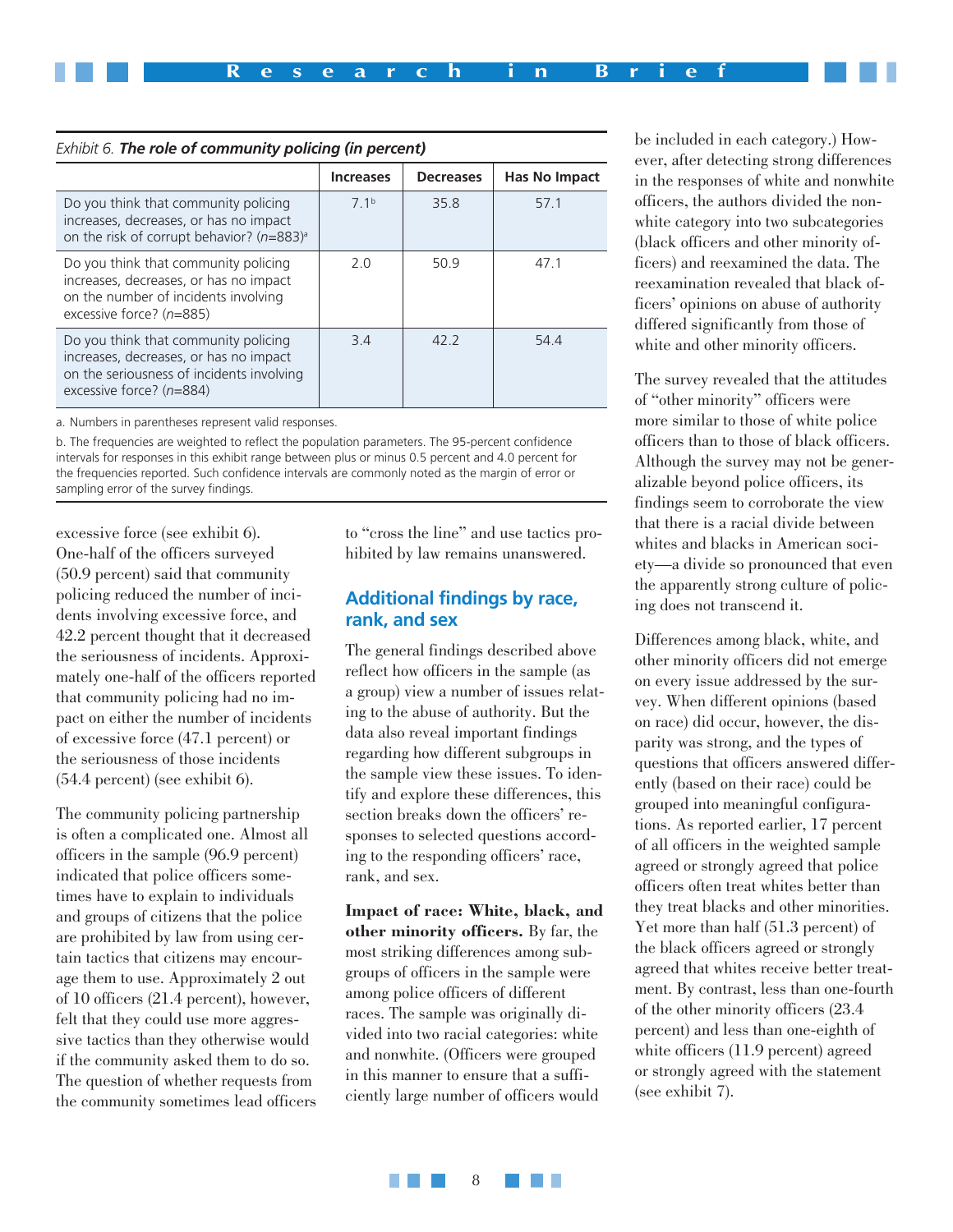Exhibit 6. ***The role of community policing (in percent)***

| | Increases | Decreases | Has No Impact |
|---|---|---|---|
| Do you think that community policing increases, decreases, or has no impact on the risk of corrupt behavior? (*n*=883)[a] | 7.1[b] | 35.8 | 57.1 |
| Do you think that community policing increases, decreases, or has no impact on the number of incidents involving excessive force? (*n*=885) | 2.0 | 50.9 | 47.1 |
| Do you think that community policing increases, decreases, or has no impact on the seriousness of incidents involving excessive force? (*n*=884) | 3.4 | 42.2 | 54.4 |

a. Numbers in parentheses represent valid responses.

b. The frequencies are weighted to reflect the population parameters. The 95-percent confidence intervals for responses in this exhibit range between plus or minus 0.5 percent and 4.0 percent for the frequencies reported. Such confidence intervals are commonly noted as the margin of error or sampling error of the survey findings.

excessive force (see exhibit 6). One-half of the officers surveyed (50.9 percent) said that community policing reduced the number of incidents involving excessive force, and 42.2 percent thought that it decreased the seriousness of incidents. Approximately one-half of the officers reported that community policing had no impact on either the number of incidents of excessive force (47.1 percent) or the seriousness of those incidents (54.4 percent) (see exhibit 6).

The community policing partnership is often a complicated one. Almost all officers in the sample (96.9 percent) indicated that police officers sometimes have to explain to individuals and groups of citizens that the police are prohibited by law from using certain tactics that citizens may encourage them to use. Approximately 2 out of 10 officers (21.4 percent), however, felt that they could use more aggressive tactics than they otherwise would if the community asked them to do so. The question of whether requests from the community sometimes lead officers to "cross the line" and use tactics prohibited by law remains unanswered.

## Additional findings by race, rank, and sex

The general findings described above reflect how officers in the sample (as a group) view a number of issues relating to the abuse of authority. But the data also reveal important findings regarding how different subgroups in the sample view these issues. To identify and explore these differences, this section breaks down the officers' responses to selected questions according to the responding officers' race, rank, and sex.

**Impact of race: White, black, and other minority officers.** By far, the most striking differences among subgroups of officers in the sample were among police officers of different races. The sample was originally divided into two racial categories: white and nonwhite. (Officers were grouped in this manner to ensure that a sufficiently large number of officers would be included in each category.) However, after detecting strong differences in the responses of white and nonwhite officers, the authors divided the nonwhite category into two subcategories (black officers and other minority officers) and reexamined the data. The reexamination revealed that black officers' opinions on abuse of authority differed significantly from those of white and other minority officers.

The survey revealed that the attitudes of "other minority" officers were more similar to those of white police officers than to those of black officers. Although the survey may not be generalizable beyond police officers, its findings seem to corroborate the view that there is a racial divide between whites and blacks in American society—a divide so pronounced that even the apparently strong culture of policing does not transcend it.

Differences among black, white, and other minority officers did not emerge on every issue addressed by the survey. When different opinions (based on race) did occur, however, the disparity was strong, and the types of questions that officers answered differently (based on their race) could be grouped into meaningful configurations. As reported earlier, 17 percent of all officers in the weighted sample agreed or strongly agreed that police officers often treat whites better than they treat blacks and other minorities. Yet more than half (51.3 percent) of the black officers agreed or strongly agreed that whites receive better treatment. By contrast, less than one-fourth of the other minority officers (23.4 percent) and less than one-eighth of white officers (11.9 percent) agreed or strongly agreed with the statement (see exhibit 7).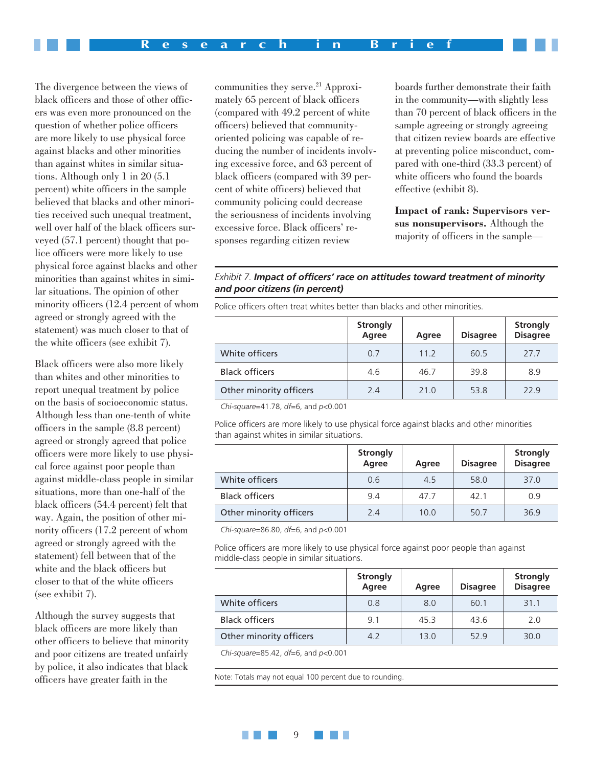The divergence between the views of black officers and those of other officers was even more pronounced on the question of whether police officers are more likely to use physical force against blacks and other minorities than against whites in similar situations. Although only 1 in 20 (5.1 percent) white officers in the sample believed that blacks and other minorities received such unequal treatment, well over half of the black officers surveyed (57.1 percent) thought that police officers were more likely to use physical force against blacks and other minorities than against whites in similar situations. The opinion of other minority officers (12.4 percent of whom agreed or strongly agreed with the statement) was much closer to that of the white officers (see exhibit 7).

Black officers were also more likely than whites and other minorities to report unequal treatment by police on the basis of socioeconomic status. Although less than one-tenth of white officers in the sample (8.8 percent) agreed or strongly agreed that police officers were more likely to use physical force against poor people than against middle-class people in similar situations, more than one-half of the black officers (54.4 percent) felt that way. Again, the position of other minority officers (17.2 percent of whom agreed or strongly agreed with the statement) fell between that of the white and the black officers but closer to that of the white officers (see exhibit 7).

Although the survey suggests that black officers are more likely than other officers to believe that minority and poor citizens are treated unfairly by police, it also indicates that black officers have greater faith in the communities they serve.[21] Approximately 65 percent of black officers (compared with 49.2 percent of white officers) believed that community-oriented policing was capable of reducing the number of incidents involving excessive force, and 63 percent of black officers (compared with 39 percent of white officers) believed that community policing could decrease the seriousness of incidents involving excessive force. Black officers' responses regarding citizen review boards further demonstrate their faith in the community—with slightly less than 70 percent of black officers in the sample agreeing or strongly agreeing that citizen review boards are effective at preventing police misconduct, compared with one-third (33.3 percent) of white officers who found the boards effective (exhibit 8).

**Impact of rank: Supervisors versus nonsupervisors.** Although the majority of officers in the sample—

*Exhibit 7.* ***Impact of officers' race on attitudes toward treatment of minority and poor citizens (in percent)***

Police officers often treat whites better than blacks and other minorities.

| | Strongly Agree | Agree | Disagree | Strongly Disagree |
|---|---|---|---|---|
| White officers | 0.7 | 11.2 | 60.5 | 27.7 |
| Black officers | 4.6 | 46.7 | 39.8 | 8.9 |
| Other minority officers | 2.4 | 21.0 | 53.8 | 22.9 |

*Chi-square*=41.78, *df*=6, and $p<0.001$

Police officers are more likely to use physical force against blacks and other minorities than against whites in similar situations.

| | Strongly Agree | Agree | Disagree | Strongly Disagree |
|---|---|---|---|---|
| White officers | 0.6 | 4.5 | 58.0 | 37.0 |
| Black officers | 9.4 | 47.7 | 42.1 | 0.9 |
| Other minority officers | 2.4 | 10.0 | 50.7 | 36.9 |

*Chi-square*=86.80, *df*=6, and $p<0.001$

Police officers are more likely to use physical force against poor people than against middle-class people in similar situations.

| | Strongly Agree | Agree | Disagree | Strongly Disagree |
|---|---|---|---|---|
| White officers | 0.8 | 8.0 | 60.1 | 31.1 |
| Black officers | 9.1 | 45.3 | 43.6 | 2.0 |
| Other minority officers | 4.2 | 13.0 | 52.9 | 30.0 |

*Chi-square*=85.42, *df*=6, and $p<0.001$

Note: Totals may not equal 100 percent due to rounding.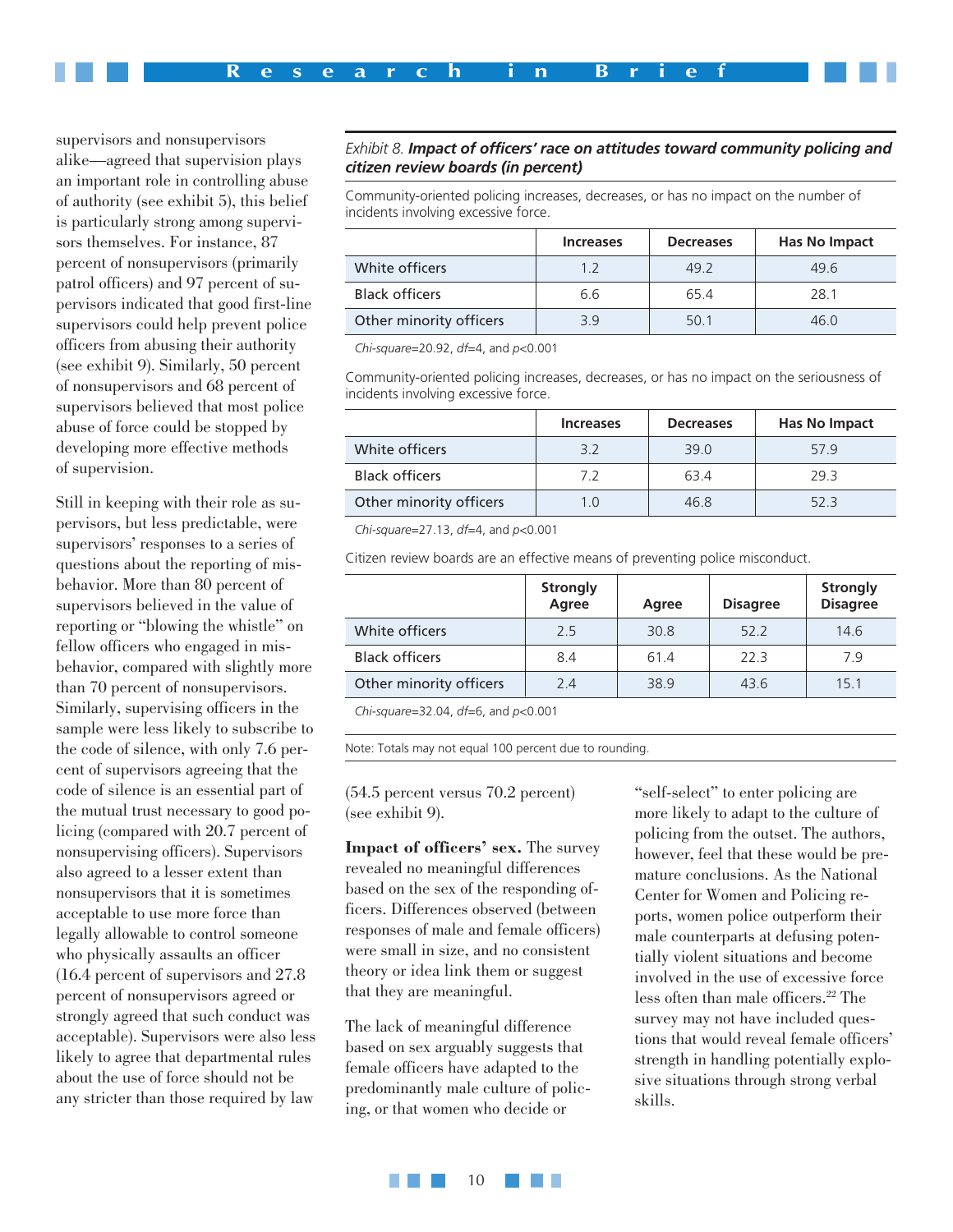supervisors and nonsupervisors alike—agreed that supervision plays an important role in controlling abuse of authority (see exhibit 5), this belief is particularly strong among supervisors themselves. For instance, 87 percent of nonsupervisors (primarily patrol officers) and 97 percent of supervisors indicated that good first-line supervisors could help prevent police officers from abusing their authority (see exhibit 9). Similarly, 50 percent of nonsupervisors and 68 percent of supervisors believed that most police abuse of force could be stopped by developing more effective methods of supervision.

Still in keeping with their role as supervisors, but less predictable, were supervisors' responses to a series of questions about the reporting of misbehavior. More than 80 percent of supervisors believed in the value of reporting or "blowing the whistle" on fellow officers who engaged in misbehavior, compared with slightly more than 70 percent of nonsupervisors. Similarly, supervising officers in the sample were less likely to subscribe to the code of silence, with only 7.6 percent of supervisors agreeing that the code of silence is an essential part of the mutual trust necessary to good policing (compared with 20.7 percent of nonsupervising officers). Supervisors also agreed to a lesser extent than nonsupervisors that it is sometimes acceptable to use more force than legally allowable to control someone who physically assaults an officer (16.4 percent of supervisors and 27.8 percent of nonsupervisors agreed or strongly agreed that such conduct was acceptable). Supervisors were also less likely to agree that departmental rules about the use of force should not be any stricter than those required by law (54.5 percent versus 70.2 percent) (see exhibit 9).

*Exhibit 8.* ***Impact of officers' race on attitudes toward community policing and citizen review boards (in percent)***

Community-oriented policing increases, decreases, or has no impact on the number of incidents involving excessive force.

| | Increases | Decreases | Has No Impact |
|---|---|---|---|
| White officers | 1.2 | 49.2 | 49.6 |
| Black officers | 6.6 | 65.4 | 28.1 |
| Other minority officers | 3.9 | 50.1 | 46.0 |

*Chi-square*=20.92, *df*=4, and *p*<0.001

Community-oriented policing increases, decreases, or has no impact on the seriousness of incidents involving excessive force.

| | Increases | Decreases | Has No Impact |
|---|---|---|---|
| White officers | 3.2 | 39.0 | 57.9 |
| Black officers | 7.2 | 63.4 | 29.3 |
| Other minority officers | 1.0 | 46.8 | 52.3 |

*Chi-square*=27.13, *df*=4, and *p*<0.001

Citizen review boards are an effective means of preventing police misconduct.

| | Strongly Agree | Agree | Disagree | Strongly Disagree |
|---|---|---|---|---|
| White officers | 2.5 | 30.8 | 52.2 | 14.6 |
| Black officers | 8.4 | 61.4 | 22.3 | 7.9 |
| Other minority officers | 2.4 | 38.9 | 43.6 | 15.1 |

*Chi-square*=32.04, *df*=6, and *p*<0.001

Note: Totals may not equal 100 percent due to rounding.

**Impact of officers' sex.** The survey revealed no meaningful differences based on the sex of the responding officers. Differences observed (between responses of male and female officers) were small in size, and no consistent theory or idea link them or suggest that they are meaningful.

The lack of meaningful difference based on sex arguably suggests that female officers have adapted to the predominantly male culture of policing, or that women who decide or "self-select" to enter policing are more likely to adapt to the culture of policing from the outset. The authors, however, feel that these would be premature conclusions. As the National Center for Women and Policing reports, women police outperform their male counterparts at defusing potentially violent situations and become involved in the use of excessive force less often than male officers.[22] The survey may not have included questions that would reveal female officers' strength in handling potentially explosive situations through strong verbal skills.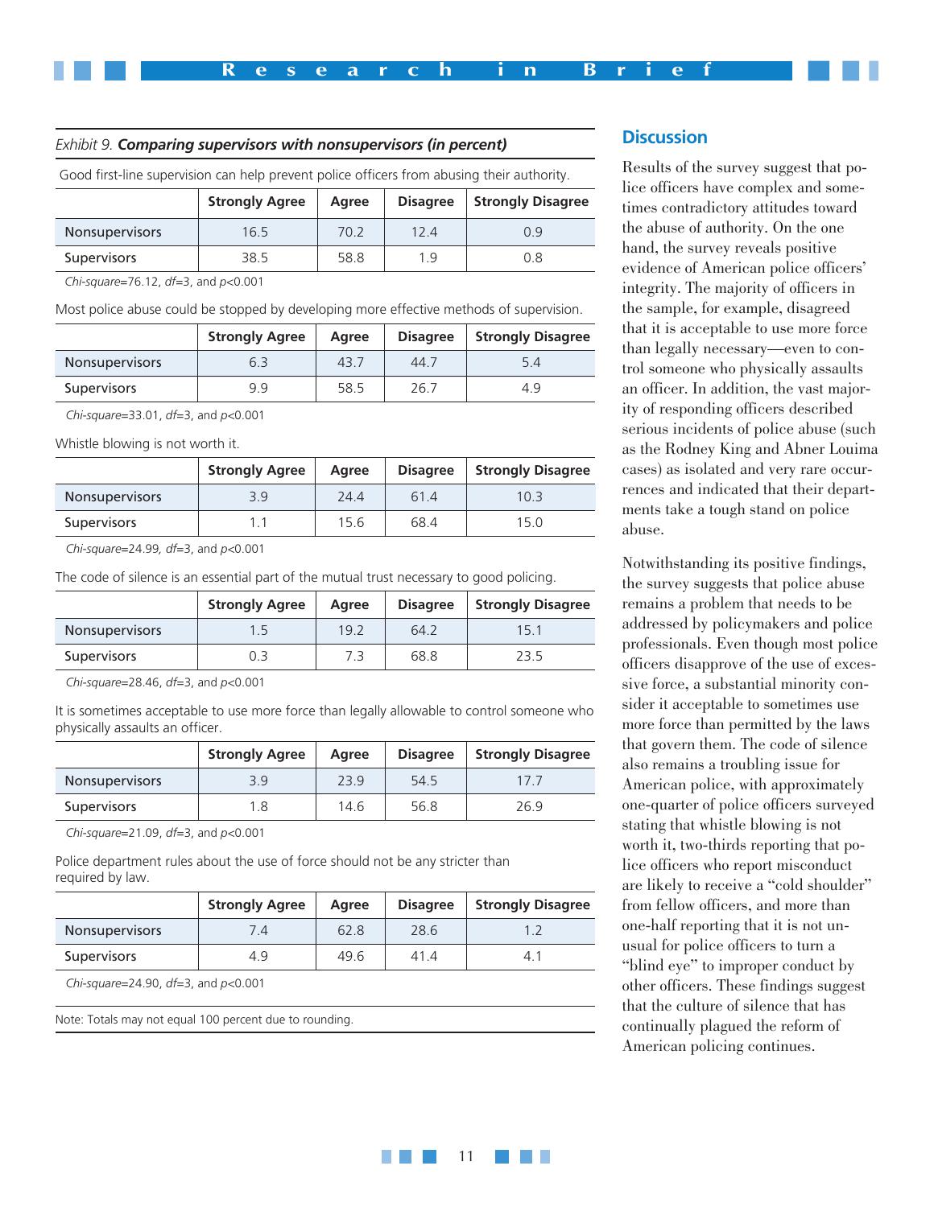*Exhibit 9.* ***Comparing supervisors with nonsupervisors (in percent)***

Good first-line supervision can help prevent police officers from abusing their authority.

| | Strongly Agree | Agree | Disagree | Strongly Disagree |
|---|---|---|---|---|
| Nonsupervisors | 16.5 | 70.2 | 12.4 | 0.9 |
| Supervisors | 38.5 | 58.8 | 1.9 | 0.8 |

*Chi-square*=76.12, *df*=3, and *p*<0.001

Most police abuse could be stopped by developing more effective methods of supervision.

| | Strongly Agree | Agree | Disagree | Strongly Disagree |
|---|---|---|---|---|
| Nonsupervisors | 6.3 | 43.7 | 44.7 | 5.4 |
| Supervisors | 9.9 | 58.5 | 26.7 | 4.9 |

*Chi-square*=33.01, *df*=3, and *p*<0.001

Whistle blowing is not worth it.

| | Strongly Agree | Agree | Disagree | Strongly Disagree |
|---|---|---|---|---|
| Nonsupervisors | 3.9 | 24.4 | 61.4 | 10.3 |
| Supervisors | 1.1 | 15.6 | 68.4 | 15.0 |

*Chi-square*=24.99, *df*=3, and *p*<0.001

The code of silence is an essential part of the mutual trust necessary to good policing.

| | Strongly Agree | Agree | Disagree | Strongly Disagree |
|---|---|---|---|---|
| Nonsupervisors | 1.5 | 19.2 | 64.2 | 15.1 |
| Supervisors | 0.3 | 7.3 | 68.8 | 23.5 |

*Chi-square*=28.46, *df*=3, and *p*<0.001

It is sometimes acceptable to use more force than legally allowable to control someone who physically assaults an officer.

| | Strongly Agree | Agree | Disagree | Strongly Disagree |
|---|---|---|---|---|
| Nonsupervisors | 3.9 | 23.9 | 54.5 | 17.7 |
| Supervisors | 1.8 | 14.6 | 56.8 | 26.9 |

*Chi-square*=21.09, *df*=3, and *p*<0.001

Police department rules about the use of force should not be any stricter than required by law.

| | Strongly Agree | Agree | Disagree | Strongly Disagree |
|---|---|---|---|---|
| Nonsupervisors | 7.4 | 62.8 | 28.6 | 1.2 |
| Supervisors | 4.9 | 49.6 | 41.4 | 4.1 |

*Chi-square*=24.90, *df*=3, and *p*<0.001

Note: Totals may not equal 100 percent due to rounding.

## Discussion

Results of the survey suggest that police officers have complex and sometimes contradictory attitudes toward the abuse of authority. On the one hand, the survey reveals positive evidence of American police officers' integrity. The majority of officers in the sample, for example, disagreed that it is acceptable to use more force than legally necessary—even to control someone who physically assaults an officer. In addition, the vast majority of responding officers described serious incidents of police abuse (such as the Rodney King and Abner Louima cases) as isolated and very rare occurrences and indicated that their departments take a tough stand on police abuse.

Notwithstanding its positive findings, the survey suggests that police abuse remains a problem that needs to be addressed by policymakers and police professionals. Even though most police officers disapprove of the use of excessive force, a substantial minority consider it acceptable to sometimes use more force than permitted by the laws that govern them. The code of silence also remains a troubling issue for American police, with approximately one-quarter of police officers surveyed stating that whistle blowing is not worth it, two-thirds reporting that police officers who report misconduct are likely to receive a "cold shoulder" from fellow officers, and more than one-half reporting that it is not unusual for police officers to turn a "blind eye" to improper conduct by other officers. These findings suggest that the culture of silence that has continually plagued the reform of American policing continues.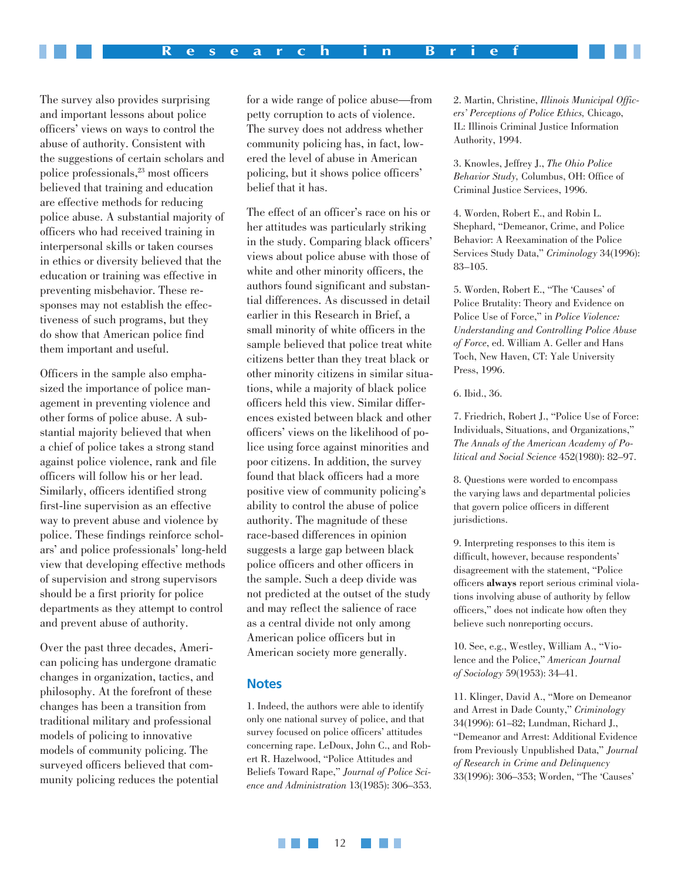The survey also provides surprising and important lessons about police officers' views on ways to control the abuse of authority. Consistent with the suggestions of certain scholars and police professionals,[23] most officers believed that training and education are effective methods for reducing police abuse. A substantial majority of officers who had received training in interpersonal skills or taken courses in ethics or diversity believed that the education or training was effective in preventing misbehavior. These responses may not establish the effectiveness of such programs, but they do show that American police find them important and useful.

Officers in the sample also emphasized the importance of police management in preventing violence and other forms of police abuse. A substantial majority believed that when a chief of police takes a strong stand against police violence, rank and file officers will follow his or her lead. Similarly, officers identified strong first-line supervision as an effective way to prevent abuse and violence by police. These findings reinforce scholars' and police professionals' long-held view that developing effective methods of supervision and strong supervisors should be a first priority for police departments as they attempt to control and prevent abuse of authority.

Over the past three decades, American policing has undergone dramatic changes in organization, tactics, and philosophy. At the forefront of these changes has been a transition from traditional military and professional models of policing to innovative models of community policing. The surveyed officers believed that community policing reduces the potential for a wide range of police abuse—from petty corruption to acts of violence. The survey does not address whether community policing has, in fact, lowered the level of abuse in American policing, but it shows police officers' belief that it has.

The effect of an officer's race on his or her attitudes was particularly striking in the study. Comparing black officers' views about police abuse with those of white and other minority officers, the authors found significant and substantial differences. As discussed in detail earlier in this Research in Brief, a small minority of white officers in the sample believed that police treat white citizens better than they treat black or other minority citizens in similar situations, while a majority of black police officers held this view. Similar differences existed between black and other officers' views on the likelihood of police using force against minorities and poor citizens. In addition, the survey found that black officers had a more positive view of community policing's ability to control the abuse of police authority. The magnitude of these race-based differences in opinion suggests a large gap between black police officers and other officers in the sample. Such a deep divide was not predicted at the outset of the study and may reflect the salience of race as a central divide not only among American police officers but in American society more generally.

## Notes

1. Indeed, the authors were able to identify only one national survey of police, and that survey focused on police officers' attitudes concerning rape. LeDoux, John C., and Robert R. Hazelwood, "Police Attitudes and Beliefs Toward Rape," *Journal of Police Science and Administration* 13(1985): 306–353.

2. Martin, Christine, *Illinois Municipal Officers' Perceptions of Police Ethics*, Chicago, IL: Illinois Criminal Justice Information Authority, 1994.

3. Knowles, Jeffrey J., *The Ohio Police Behavior Study*, Columbus, OH: Office of Criminal Justice Services, 1996.

4. Worden, Robert E., and Robin L. Shephard, "Demeanor, Crime, and Police Behavior: A Reexamination of the Police Services Study Data," *Criminology* 34(1996): 83–105.

5. Worden, Robert E., "The 'Causes' of Police Brutality: Theory and Evidence on Police Use of Force," in *Police Violence: Understanding and Controlling Police Abuse of Force*, ed. William A. Geller and Hans Toch, New Haven, CT: Yale University Press, 1996.

6. Ibid., 36.

7. Friedrich, Robert J., "Police Use of Force: Individuals, Situations, and Organizations," *The Annals of the American Academy of Political and Social Science* 452(1980): 82–97.

8. Questions were worded to encompass the varying laws and departmental policies that govern police officers in different jurisdictions.

9. Interpreting responses to this item is difficult, however, because respondents' disagreement with the statement, "Police officers **always** report serious criminal violations involving abuse of authority by fellow officers," does not indicate how often they believe such nonreporting occurs.

10. See, e.g., Westley, William A., "Violence and the Police," *American Journal of Sociology* 59(1953): 34–41.

11. Klinger, David A., "More on Demeanor and Arrest in Dade County," *Criminology* 34(1996): 61–82; Lundman, Richard J., "Demeanor and Arrest: Additional Evidence from Previously Unpublished Data," *Journal of Research in Crime and Delinquency* 33(1996): 306–353; Worden, "The 'Causes'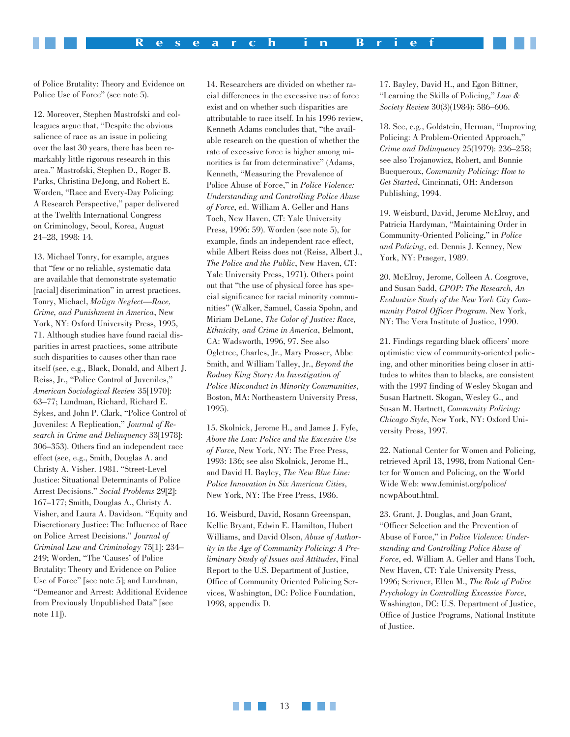of Police Brutality: Theory and Evidence on Police Use of Force" (see note 5).

12. Moreover, Stephen Mastrofski and colleagues argue that, "Despite the obvious salience of race as an issue in policing over the last 30 years, there has been remarkably little rigorous research in this area." Mastrofski, Stephen D., Roger B. Parks, Christina DeJong, and Robert E. Worden, "Race and Every-Day Policing: A Research Perspective," paper delivered at the Twelfth International Congress on Criminology, Seoul, Korea, August 24–28, 1998: 14.

13. Michael Tonry, for example, argues that "few or no reliable, systematic data are available that demonstrate systematic [racial] discrimination" in arrest practices. Tonry, Michael, *Malign Neglect—Race, Crime, and Punishment in America*, New York, NY: Oxford University Press, 1995, 71. Although studies have found racial disparities in arrest practices, some attribute such disparities to causes other than race itself (see, e.g., Black, Donald, and Albert J. Reiss, Jr., "Police Control of Juveniles," *American Sociological Review* 35[1970]: 63–77; Lundman, Richard, Richard E. Sykes, and John P. Clark, "Police Control of Juveniles: A Replication," *Journal of Research in Crime and Delinquency* 33[1978]: 306–353). Others find an independent race effect (see, e.g., Smith, Douglas A. and Christy A. Visher. 1981. "Street-Level Justice: Situational Determinants of Police Arrest Decisions." *Social Problems* 29[2]: 167–177; Smith, Douglas A., Christy A. Visher, and Laura A. Davidson. "Equity and Discretionary Justice: The Influence of Race on Police Arrest Decisions." *Journal of Criminal Law and Criminology* 75[1]: 234–249; Worden, "The 'Causes' of Police Brutality: Theory and Evidence on Police Use of Force" [see note 5]; and Lundman, "Demeanor and Arrest: Additional Evidence from Previously Unpublished Data" [see note 11]).

14. Researchers are divided on whether racial differences in the excessive use of force exist and on whether such disparities are attributable to race itself. In his 1996 review, Kenneth Adams concludes that, "the available research on the question of whether the rate of excessive force is higher among minorities is far from determinative" (Adams, Kenneth, "Measuring the Prevalence of Police Abuse of Force," in *Police Violence: Understanding and Controlling Police Abuse of Force*, ed. William A. Geller and Hans Toch, New Haven, CT: Yale University Press, 1996: 59). Worden (see note 5), for example, finds an independent race effect, while Albert Reiss does not (Reiss, Albert J., *The Police and the Public*, New Haven, CT: Yale University Press, 1971). Others point out that "the use of physical force has special significance for racial minority communities" (Walker, Samuel, Cassia Spohn, and Miriam DeLone, *The Color of Justice: Race, Ethnicity, and Crime in America*, Belmont, CA: Wadsworth, 1996, 97. See also Ogletree, Charles, Jr., Mary Prosser, Abbe Smith, and William Talley, Jr., *Beyond the Rodney King Story: An Investigation of Police Misconduct in Minority Communities*, Boston, MA: Northeastern University Press, 1995).

15. Skolnick, Jerome H., and James J. Fyfe, *Above the Law: Police and the Excessive Use of Force*, New York, NY: The Free Press, 1993: 136; see also Skolnick, Jerome H., and David H. Bayley, *The New Blue Line: Police Innovation in Six American Cities*, New York, NY: The Free Press, 1986.

16. Weisburd, David, Rosann Greenspan, Kellie Bryant, Edwin E. Hamilton, Hubert Williams, and David Olson, *Abuse of Authority in the Age of Community Policing: A Preliminary Study of Issues and Attitudes*, Final Report to the U.S. Department of Justice, Office of Community Oriented Policing Services, Washington, DC: Police Foundation, 1998, appendix D.

17. Bayley, David H., and Egon Bittner, "Learning the Skills of Policing," *Law & Society Review* 30(3)(1984): 586–606.

18. See, e.g., Goldstein, Herman, "Improving Policing: A Problem-Oriented Approach," *Crime and Delinquency* 25(1979): 236–258; see also Trojanowicz, Robert, and Bonnie Bucqueroux, *Community Policing: How to Get Started*, Cincinnati, OH: Anderson Publishing, 1994.

19. Weisburd, David, Jerome McElroy, and Patricia Hardyman, "Maintaining Order in Community-Oriented Policing," in *Police and Policing*, ed. Dennis J. Kenney, New York, NY: Praeger, 1989.

20. McElroy, Jerome, Colleen A. Cosgrove, and Susan Sadd, *CPOP: The Research, An Evaluative Study of the New York City Community Patrol Officer Program*. New York, NY: The Vera Institute of Justice, 1990.

21. Findings regarding black officers' more optimistic view of community-oriented policing, and other minorities being closer in attitudes to whites than to blacks, are consistent with the 1997 finding of Wesley Skogan and Susan Hartnett. Skogan, Wesley G., and Susan M. Hartnett, *Community Policing: Chicago Style*, New York, NY: Oxford University Press, 1997.

22. National Center for Women and Policing, retrieved April 13, 1998, from National Center for Women and Policing, on the World Wide Web: www.feminist.org/police/ncwpAbout.html.

23. Grant, J. Douglas, and Joan Grant, "Officer Selection and the Prevention of Abuse of Force," in *Police Violence: Understanding and Controlling Police Abuse of Force*, ed. William A. Geller and Hans Toch, New Haven, CT: Yale University Press, 1996; Scrivner, Ellen M., *The Role of Police Psychology in Controlling Excessive Force*, Washington, DC: U.S. Department of Justice, Office of Justice Programs, National Institute of Justice.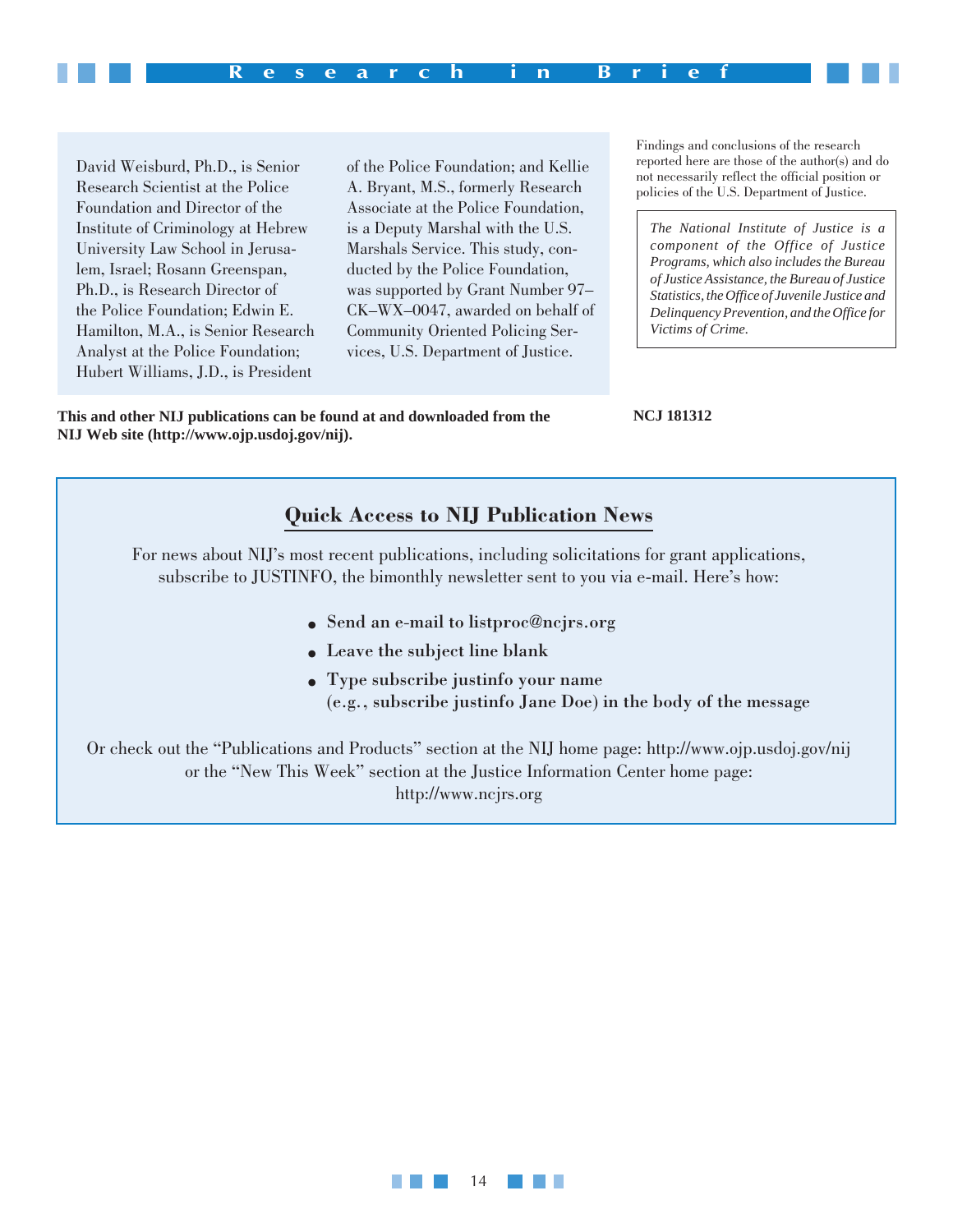David Weisburd, Ph.D., is Senior Research Scientist at the Police Foundation and Director of the Institute of Criminology at Hebrew University Law School in Jerusalem, Israel; Rosann Greenspan, Ph.D., is Research Director of the Police Foundation; Edwin E. Hamilton, M.A., is Senior Research Analyst at the Police Foundation; Hubert Williams, J.D., is President of the Police Foundation; and Kellie A. Bryant, M.S., formerly Research Associate at the Police Foundation, is a Deputy Marshal with the U.S. Marshals Service. This study, conducted by the Police Foundation, was supported by Grant Number 97–CK–WX–0047, awarded on behalf of Community Oriented Policing Services, U.S. Department of Justice.

Findings and conclusions of the research reported here are those of the author(s) and do not necessarily reflect the official position or policies of the U.S. Department of Justice.

*The National Institute of Justice is a component of the Office of Justice Programs, which also includes the Bureau of Justice Assistance, the Bureau of Justice Statistics, the Office of Juvenile Justice and Delinquency Prevention, and the Office for Victims of Crime.*

**This and other NIJ publications can be found at and downloaded from the NIJ Web site (http://www.ojp.usdoj.gov/nij).**

**NCJ 181312**

## Quick Access to NIJ Publication News

For news about NIJ's most recent publications, including solicitations for grant applications, subscribe to JUSTINFO, the bimonthly newsletter sent to you via e-mail. Here's how:

- **Send an e-mail to listproc@ncjrs.org**
- **Leave the subject line blank**
- **Type subscribe justinfo your name (e.g., subscribe justinfo Jane Doe) in the body of the message**

Or check out the "Publications and Products" section at the NIJ home page: http://www.ojp.usdoj.gov/nij or the "New This Week" section at the Justice Information Center home page: http://www.ncjrs.org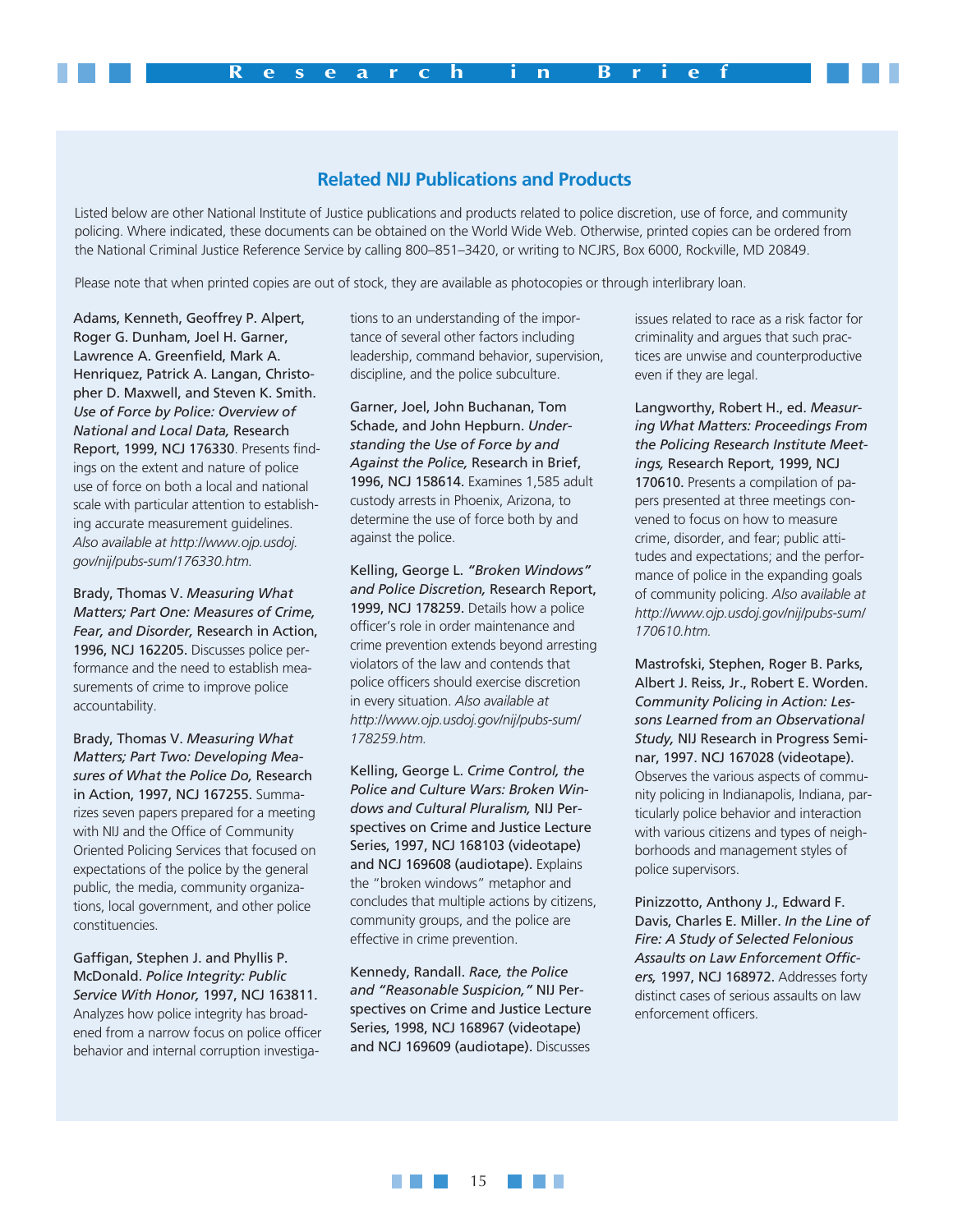## Related NIJ Publications and Products

Listed below are other National Institute of Justice publications and products related to police discretion, use of force, and community policing. Where indicated, these documents can be obtained on the World Wide Web. Otherwise, printed copies can be ordered from the National Criminal Justice Reference Service by calling 800–851–3420, or writing to NCJRS, Box 6000, Rockville, MD 20849.

Please note that when printed copies are out of stock, they are available as photocopies or through interlibrary loan.

Adams, Kenneth, Geoffrey P. Alpert, Roger G. Dunham, Joel H. Garner, Lawrence A. Greenfield, Mark A. Henriquez, Patrick A. Langan, Christopher D. Maxwell, and Steven K. Smith. *Use of Force by Police: Overview of National and Local Data,* Research Report, 1999, NCJ 176330. Presents findings on the extent and nature of police use of force on both a local and national scale with particular attention to establishing accurate measurement guidelines. *Also available at http://www.ojp.usdoj.gov/nij/pubs-sum/176330.htm.*

Brady, Thomas V. *Measuring What Matters; Part One: Measures of Crime, Fear, and Disorder,* Research in Action, 1996, NCJ 162205. Discusses police performance and the need to establish measurements of crime to improve police accountability.

Brady, Thomas V. *Measuring What Matters; Part Two: Developing Measures of What the Police Do,* Research in Action, 1997, NCJ 167255. Summarizes seven papers prepared for a meeting with NIJ and the Office of Community Oriented Policing Services that focused on expectations of the police by the general public, the media, community organizations, local government, and other police constituencies.

Gaffigan, Stephen J. and Phyllis P. McDonald. *Police Integrity: Public Service With Honor,* 1997, NCJ 163811. Analyzes how police integrity has broadened from a narrow focus on police officer behavior and internal corruption investigations to an understanding of the importance of several other factors including leadership, command behavior, supervision, discipline, and the police subculture.

Garner, Joel, John Buchanan, Tom Schade, and John Hepburn. *Understanding the Use of Force by and Against the Police,* Research in Brief, 1996, NCJ 158614. Examines 1,585 adult custody arrests in Phoenix, Arizona, to determine the use of force both by and against the police.

Kelling, George L. *"Broken Windows" and Police Discretion,* Research Report, 1999, NCJ 178259. Details how a police officer's role in order maintenance and crime prevention extends beyond arresting violators of the law and contends that police officers should exercise discretion in every situation. *Also available at http://www.ojp.usdoj.gov/nij/pubs-sum/178259.htm.*

Kelling, George L. *Crime Control, the Police and Culture Wars: Broken Windows and Cultural Pluralism,* NIJ Perspectives on Crime and Justice Lecture Series, 1997, NCJ 168103 (videotape) and NCJ 169608 (audiotape). Explains the "broken windows" metaphor and concludes that multiple actions by citizens, community groups, and the police are effective in crime prevention.

Kennedy, Randall. *Race, the Police and "Reasonable Suspicion,"* NIJ Perspectives on Crime and Justice Lecture Series, 1998, NCJ 168967 (videotape) and NCJ 169609 (audiotape). Discusses issues related to race as a risk factor for criminality and argues that such practices are unwise and counterproductive even if they are legal.

Langworthy, Robert H., ed. *Measuring What Matters: Proceedings From the Policing Research Institute Meetings,* Research Report, 1999, NCJ 170610. Presents a compilation of papers presented at three meetings convened to focus on how to measure crime, disorder, and fear; public attitudes and expectations; and the performance of police in the expanding goals of community policing. *Also available at http://www.ojp.usdoj.gov/nij/pubs-sum/170610.htm.*

Mastrofski, Stephen, Roger B. Parks, Albert J. Reiss, Jr., Robert E. Worden. *Community Policing in Action: Lessons Learned from an Observational Study,* NIJ Research in Progress Seminar, 1997. NCJ 167028 (videotape). Observes the various aspects of community policing in Indianapolis, Indiana, particularly police behavior and interaction with various citizens and types of neighborhoods and management styles of police supervisors.

Pinizzotto, Anthony J., Edward F. Davis, Charles E. Miller. *In the Line of Fire: A Study of Selected Felonious Assaults on Law Enforcement Officers,* 1997, NCJ 168972. Addresses forty distinct cases of serious assaults on law enforcement officers.